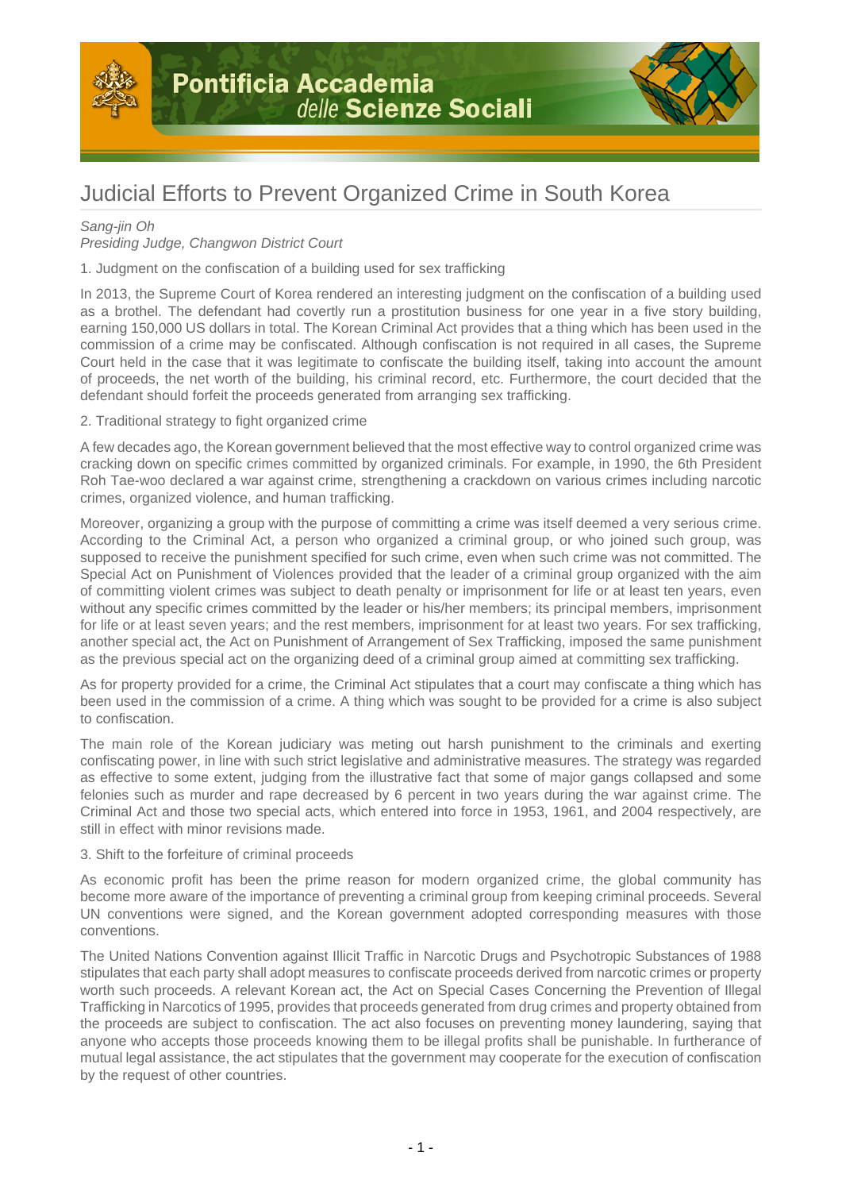# Judicial Efforts to Prevent Organized Crime in South Korea

*Sang-jin Oh*
*Presiding Judge, Changwon District Court*

1. Judgment on the confiscation of a building used for sex trafficking

In 2013, the Supreme Court of Korea rendered an interesting judgment on the confiscation of a building used as a brothel. The defendant had covertly run a prostitution business for one year in a five story building, earning 150,000 US dollars in total. The Korean Criminal Act provides that a thing which has been used in the commission of a crime may be confiscated. Although confiscation is not required in all cases, the Supreme Court held in the case that it was legitimate to confiscate the building itself, taking into account the amount of proceeds, the net worth of the building, his criminal record, etc. Furthermore, the court decided that the defendant should forfeit the proceeds generated from arranging sex trafficking.

2. Traditional strategy to fight organized crime

A few decades ago, the Korean government believed that the most effective way to control organized crime was cracking down on specific crimes committed by organized criminals. For example, in 1990, the 6th President Roh Tae-woo declared a war against crime, strengthening a crackdown on various crimes including narcotic crimes, organized violence, and human trafficking.

Moreover, organizing a group with the purpose of committing a crime was itself deemed a very serious crime. According to the Criminal Act, a person who organized a criminal group, or who joined such group, was supposed to receive the punishment specified for such crime, even when such crime was not committed. The Special Act on Punishment of Violences provided that the leader of a criminal group organized with the aim of committing violent crimes was subject to death penalty or imprisonment for life or at least ten years, even without any specific crimes committed by the leader or his/her members; its principal members, imprisonment for life or at least seven years; and the rest members, imprisonment for at least two years. For sex trafficking, another special act, the Act on Punishment of Arrangement of Sex Trafficking, imposed the same punishment as the previous special act on the organizing deed of a criminal group aimed at committing sex trafficking.

As for property provided for a crime, the Criminal Act stipulates that a court may confiscate a thing which has been used in the commission of a crime. A thing which was sought to be provided for a crime is also subject to confiscation.

The main role of the Korean judiciary was meting out harsh punishment to the criminals and exerting confiscating power, in line with such strict legislative and administrative measures. The strategy was regarded as effective to some extent, judging from the illustrative fact that some of major gangs collapsed and some felonies such as murder and rape decreased by 6 percent in two years during the war against crime. The Criminal Act and those two special acts, which entered into force in 1953, 1961, and 2004 respectively, are still in effect with minor revisions made.

3. Shift to the forfeiture of criminal proceeds

As economic profit has been the prime reason for modern organized crime, the global community has become more aware of the importance of preventing a criminal group from keeping criminal proceeds. Several UN conventions were signed, and the Korean government adopted corresponding measures with those conventions.

The United Nations Convention against Illicit Traffic in Narcotic Drugs and Psychotropic Substances of 1988 stipulates that each party shall adopt measures to confiscate proceeds derived from narcotic crimes or property worth such proceeds. A relevant Korean act, the Act on Special Cases Concerning the Prevention of Illegal Trafficking in Narcotics of 1995, provides that proceeds generated from drug crimes and property obtained from the proceeds are subject to confiscation. The act also focuses on preventing money laundering, saying that anyone who accepts those proceeds knowing them to be illegal profits shall be punishable. In furtherance of mutual legal assistance, the act stipulates that the government may cooperate for the execution of confiscation by the request of other countries.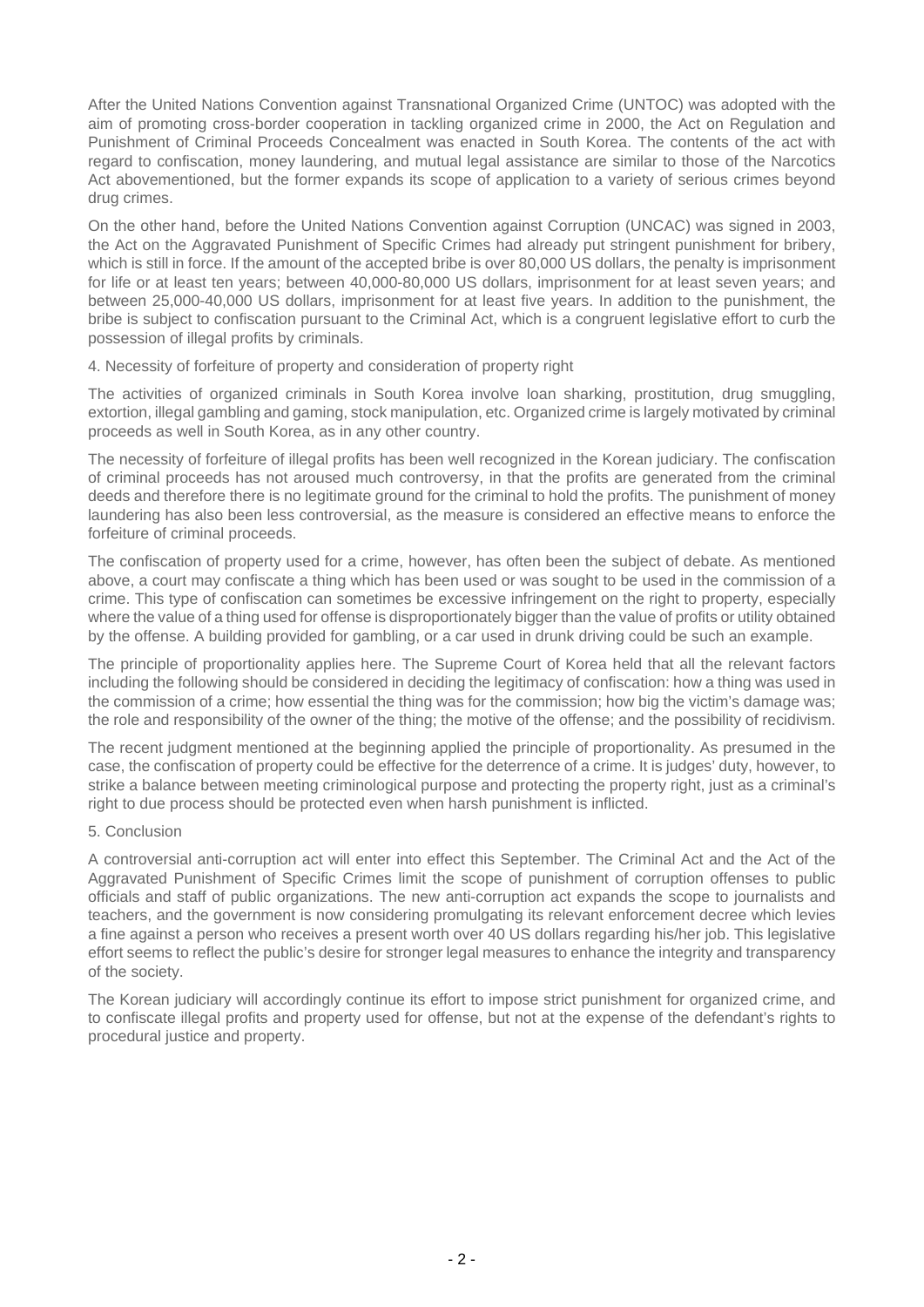After the United Nations Convention against Transnational Organized Crime (UNTOC) was adopted with the aim of promoting cross-border cooperation in tackling organized crime in 2000, the Act on Regulation and Punishment of Criminal Proceeds Concealment was enacted in South Korea. The contents of the act with regard to confiscation, money laundering, and mutual legal assistance are similar to those of the Narcotics Act abovementioned, but the former expands its scope of application to a variety of serious crimes beyond drug crimes.

On the other hand, before the United Nations Convention against Corruption (UNCAC) was signed in 2003, the Act on the Aggravated Punishment of Specific Crimes had already put stringent punishment for bribery, which is still in force. If the amount of the accepted bribe is over 80,000 US dollars, the penalty is imprisonment for life or at least ten years; between 40,000-80,000 US dollars, imprisonment for at least seven years; and between 25,000-40,000 US dollars, imprisonment for at least five years. In addition to the punishment, the bribe is subject to confiscation pursuant to the Criminal Act, which is a congruent legislative effort to curb the possession of illegal profits by criminals.

## 4. Necessity of forfeiture of property and consideration of property right

The activities of organized criminals in South Korea involve loan sharking, prostitution, drug smuggling, extortion, illegal gambling and gaming, stock manipulation, etc. Organized crime is largely motivated by criminal proceeds as well in South Korea, as in any other country.

The necessity of forfeiture of illegal profits has been well recognized in the Korean judiciary. The confiscation of criminal proceeds has not aroused much controversy, in that the profits are generated from the criminal deeds and therefore there is no legitimate ground for the criminal to hold the profits. The punishment of money laundering has also been less controversial, as the measure is considered an effective means to enforce the forfeiture of criminal proceeds.

The confiscation of property used for a crime, however, has often been the subject of debate. As mentioned above, a court may confiscate a thing which has been used or was sought to be used in the commission of a crime. This type of confiscation can sometimes be excessive infringement on the right to property, especially where the value of a thing used for offense is disproportionately bigger than the value of profits or utility obtained by the offense. A building provided for gambling, or a car used in drunk driving could be such an example.

The principle of proportionality applies here. The Supreme Court of Korea held that all the relevant factors including the following should be considered in deciding the legitimacy of confiscation: how a thing was used in the commission of a crime; how essential the thing was for the commission; how big the victim's damage was; the role and responsibility of the owner of the thing; the motive of the offense; and the possibility of recidivism.

The recent judgment mentioned at the beginning applied the principle of proportionality. As presumed in the case, the confiscation of property could be effective for the deterrence of a crime. It is judges' duty, however, to strike a balance between meeting criminological purpose and protecting the property right, just as a criminal's right to due process should be protected even when harsh punishment is inflicted.

## 5. Conclusion

A controversial anti-corruption act will enter into effect this September. The Criminal Act and the Act of the Aggravated Punishment of Specific Crimes limit the scope of punishment of corruption offenses to public officials and staff of public organizations. The new anti-corruption act expands the scope to journalists and teachers, and the government is now considering promulgating its relevant enforcement decree which levies a fine against a person who receives a present worth over 40 US dollars regarding his/her job. This legislative effort seems to reflect the public's desire for stronger legal measures to enhance the integrity and transparency of the society.

The Korean judiciary will accordingly continue its effort to impose strict punishment for organized crime, and to confiscate illegal profits and property used for offense, but not at the expense of the defendant's rights to procedural justice and property.